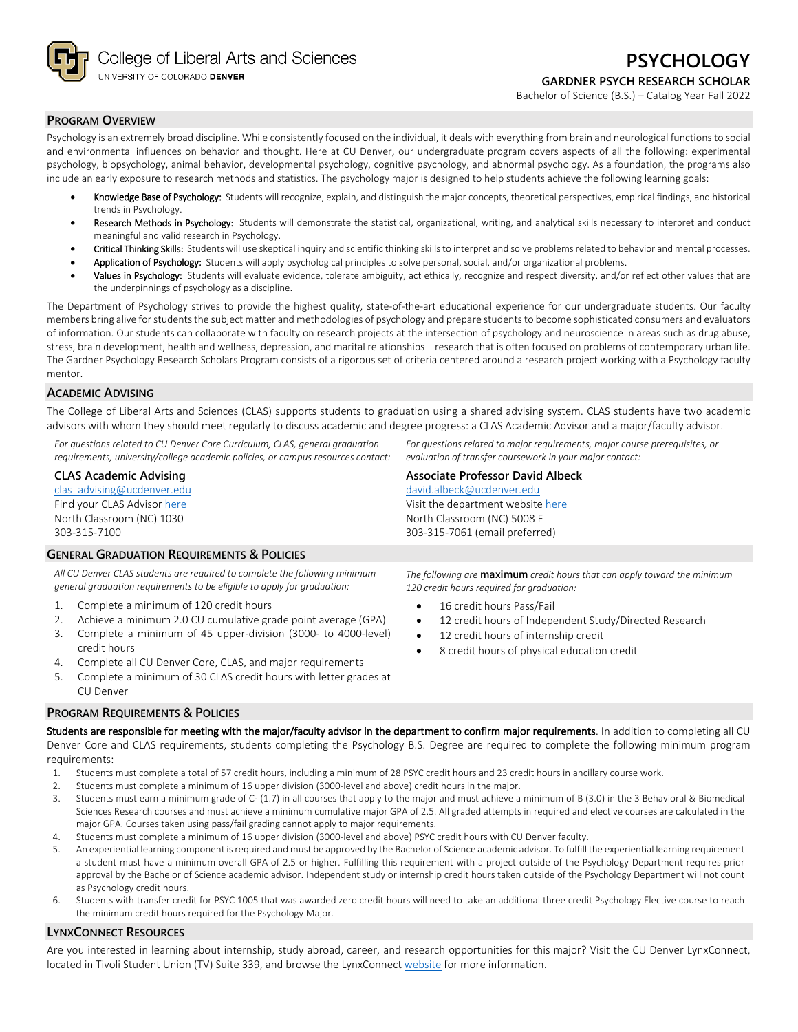College of Liberal Arts and Sciences
UNIVERSITY OF COLORADO **DENVER**

# PSYCHOLOGY

### GARDNER PSYCH RESEARCH SCHOLAR

Bachelor of Science (B.S.) – Catalog Year Fall 2022

## Program Overview

Psychology is an extremely broad discipline. While consistently focused on the individual, it deals with everything from brain and neurological functions to social and environmental influences on behavior and thought. Here at CU Denver, our undergraduate program covers aspects of all the following: experimental psychology, biopsychology, animal behavior, developmental psychology, cognitive psychology, and abnormal psychology. As a foundation, the programs also include an early exposure to research methods and statistics. The psychology major is designed to help students achieve the following learning goals:

- **Knowledge Base of Psychology:** Students will recognize, explain, and distinguish the major concepts, theoretical perspectives, empirical findings, and historical trends in Psychology.
- **Research Methods in Psychology:** Students will demonstrate the statistical, organizational, writing, and analytical skills necessary to interpret and conduct meaningful and valid research in Psychology.
- **Critical Thinking Skills:** Students will use skeptical inquiry and scientific thinking skills to interpret and solve problems related to behavior and mental processes.
- **Application of Psychology:** Students will apply psychological principles to solve personal, social, and/or organizational problems.
- **Values in Psychology:** Students will evaluate evidence, tolerate ambiguity, act ethically, recognize and respect diversity, and/or reflect other values that are the underpinnings of psychology as a discipline.

The Department of Psychology strives to provide the highest quality, state-of-the-art educational experience for our undergraduate students. Our faculty members bring alive for students the subject matter and methodologies of psychology and prepare students to become sophisticated consumers and evaluators of information. Our students can collaborate with faculty on research projects at the intersection of psychology and neuroscience in areas such as drug abuse, stress, brain development, health and wellness, depression, and marital relationships—research that is often focused on problems of contemporary urban life. The Gardner Psychology Research Scholars Program consists of a rigorous set of criteria centered around a research project working with a Psychology faculty mentor.

## Academic Advising

The College of Liberal Arts and Sciences (CLAS) supports students to graduation using a shared advising system. CLAS students have two academic advisors with whom they should meet regularly to discuss academic and degree progress: a CLAS Academic Advisor and a major/faculty advisor.

*For questions related to CU Denver Core Curriculum, CLAS, general graduation requirements, university/college academic policies, or campus resources contact:*

**CLAS Academic Advising**
clas_advising@ucdenver.edu
Find your CLAS Advisor here
North Classroom (NC) 1030
303-315-7100

*For questions related to major requirements, major course prerequisites, or evaluation of transfer coursework in your major contact:*

**Associate Professor David Albeck**
david.albeck@ucdenver.edu
Visit the department website here
North Classroom (NC) 5008 F
303-315-7061 (email preferred)

## General Graduation Requirements & Policies

*All CU Denver CLAS students are required to complete the following minimum general graduation requirements to be eligible to apply for graduation:*

1. Complete a minimum of 120 credit hours
2. Achieve a minimum 2.0 CU cumulative grade point average (GPA)
3. Complete a minimum of 45 upper-division (3000- to 4000-level) credit hours
4. Complete all CU Denver Core, CLAS, and major requirements
5. Complete a minimum of 30 CLAS credit hours with letter grades at CU Denver

*The following are* **maximum** *credit hours that can apply toward the minimum 120 credit hours required for graduation:*

- 16 credit hours Pass/Fail
- 12 credit hours of Independent Study/Directed Research
- 12 credit hours of internship credit
- 8 credit hours of physical education credit

## Program Requirements & Policies

**Students are responsible for meeting with the major/faculty advisor in the department to confirm major requirements**. In addition to completing all CU Denver Core and CLAS requirements, students completing the Psychology B.S. Degree are required to complete the following minimum program requirements:

1. Students must complete a total of 57 credit hours, including a minimum of 28 PSYC credit hours and 23 credit hours in ancillary course work.
2. Students must complete a minimum of 16 upper division (3000-level and above) credit hours in the major.
3. Students must earn a minimum grade of C- (1.7) in all courses that apply to the major and must achieve a minimum of B (3.0) in the 3 Behavioral & Biomedical Sciences Research courses and must achieve a minimum cumulative major GPA of 2.5. All graded attempts in required and elective courses are calculated in the major GPA. Courses taken using pass/fail grading cannot apply to major requirements.
4. Students must complete a minimum of 16 upper division (3000-level and above) PSYC credit hours with CU Denver faculty.
5. An experiential learning component is required and must be approved by the Bachelor of Science academic advisor. To fulfill the experiential learning requirement a student must have a minimum overall GPA of 2.5 or higher. Fulfilling this requirement with a project outside of the Psychology Department requires prior approval by the Bachelor of Science academic advisor. Independent study or internship credit hours taken outside of the Psychology Department will not count as Psychology credit hours.
6. Students with transfer credit for PSYC 1005 that was awarded zero credit hours will need to take an additional three credit Psychology Elective course to reach the minimum credit hours required for the Psychology Major.

## LynxConnect Resources

Are you interested in learning about internship, study abroad, career, and research opportunities for this major? Visit the CU Denver LynxConnect, located in Tivoli Student Union (TV) Suite 339, and browse the LynxConnect website for more information.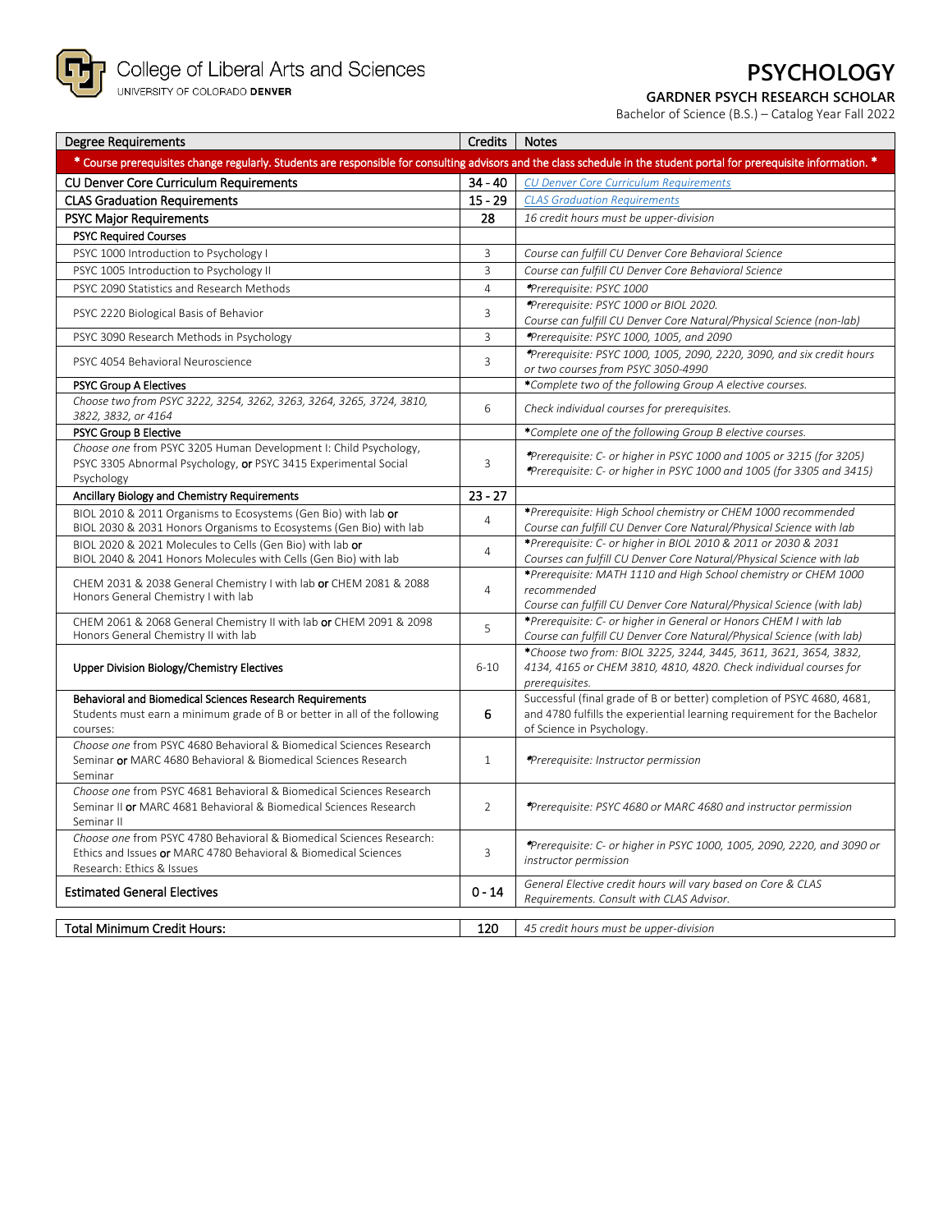College of Liberal Arts and Sciences
UNIVERSITY OF COLORADO DENVER

# PSYCHOLOGY

## GARDNER PSYCH RESEARCH SCHOLAR

Bachelor of Science (B.S.) – Catalog Year Fall 2022

| Degree Requirements | Credits | Notes |
|---|---|---|
| * Course prerequisites change regularly. Students are responsible for consulting advisors and the class schedule in the student portal for prerequisite information. * | | |
| CU Denver Core Curriculum Requirements | 34 - 40 | *CU Denver Core Curriculum Requirements* |
| CLAS Graduation Requirements | 15 - 29 | *CLAS Graduation Requirements* |
| PSYC Major Requirements | 28 | *16 credit hours must be upper-division* |
| **PSYC Required Courses** | | |
| PSYC 1000 Introduction to Psychology I | 3 | *Course can fulfill CU Denver Core Behavioral Science* |
| PSYC 1005 Introduction to Psychology II | 3 | *Course can fulfill CU Denver Core Behavioral Science* |
| PSYC 2090 Statistics and Research Methods | 4 | *\*Prerequisite: PSYC 1000* |
| PSYC 2220 Biological Basis of Behavior | 3 | *\*Prerequisite: PSYC 1000 or BIOL 2020. Course can fulfill CU Denver Core Natural/Physical Science (non-lab)* |
| PSYC 3090 Research Methods in Psychology | 3 | *\*Prerequisite: PSYC 1000, 1005, and 2090* |
| PSYC 4054 Behavioral Neuroscience | 3 | *\*Prerequisite: PSYC 1000, 1005, 2090, 2220, 3090, and six credit hours or two courses from PSYC 3050-4990* |
| **PSYC Group A Electives** | | *\*Complete two of the following Group A elective courses.* |
| *Choose two from PSYC 3222, 3254, 3262, 3263, 3264, 3265, 3724, 3810, 3822, 3832, or 4164* | 6 | *Check individual courses for prerequisites.* |
| **PSYC Group B Elective** | | *\*Complete one of the following Group B elective courses.* |
| *Choose one* from PSYC 3205 Human Development I: Child Psychology, PSYC 3305 Abnormal Psychology, **or** PSYC 3415 Experimental Social Psychology | 3 | *\*Prerequisite: C- or higher in PSYC 1000 and 1005 or 3215 (for 3205)* <br> *\*Prerequisite: C- or higher in PSYC 1000 and 1005 (for 3305 and 3415)* |
| **Ancillary Biology and Chemistry Requirements** | 23 - 27 | |
| BIOL 2010 & 2011 Organisms to Ecosystems (Gen Bio) with lab **or** BIOL 2030 & 2031 Honors Organisms to Ecosystems (Gen Bio) with lab | 4 | *\*Prerequisite: High School chemistry or CHEM 1000 recommended Course can fulfill CU Denver Core Natural/Physical Science with lab* |
| BIOL 2020 & 2021 Molecules to Cells (Gen Bio) with lab **or** BIOL 2040 & 2041 Honors Molecules with Cells (Gen Bio) with lab | 4 | *\*Prerequisite: C- or higher in BIOL 2010 & 2011 or 2030 & 2031 Courses can fulfill CU Denver Core Natural/Physical Science with lab* |
| CHEM 2031 & 2038 General Chemistry I with lab **or** CHEM 2081 & 2088 Honors General Chemistry I with lab | 4 | *\*Prerequisite: MATH 1110 and High School chemistry or CHEM 1000 recommended Course can fulfill CU Denver Core Natural/Physical Science (with lab)* |
| CHEM 2061 & 2068 General Chemistry II with lab **or** CHEM 2091 & 2098 Honors General Chemistry II with lab | 5 | *\*Prerequisite: C- or higher in General or Honors CHEM I with lab Course can fulfill CU Denver Core Natural/Physical Science (with lab)* |
| **Upper Division Biology/Chemistry Electives** | 6-10 | *\*Choose two from: BIOL 3225, 3244, 3445, 3611, 3621, 3654, 3832, 4134, 4165 or CHEM 3810, 4810, 4820. Check individual courses for prerequisites.* |
| **Behavioral and Biomedical Sciences Research Requirements** Students must earn a minimum grade of B or better in all of the following courses: | 6 | Successful (final grade of B or better) completion of PSYC 4680, 4681, and 4780 fulfills the experiential learning requirement for the Bachelor of Science in Psychology. |
| *Choose one* from PSYC 4680 Behavioral & Biomedical Sciences Research Seminar **or** MARC 4680 Behavioral & Biomedical Sciences Research Seminar | 1 | *\*Prerequisite: Instructor permission* |
| *Choose one* from PSYC 4681 Behavioral & Biomedical Sciences Research Seminar II **or** MARC 4681 Behavioral & Biomedical Sciences Research Seminar II | 2 | *\*Prerequisite: PSYC 4680 or MARC 4680 and instructor permission* |
| *Choose one* from PSYC 4780 Behavioral & Biomedical Sciences Research: Ethics and Issues **or** MARC 4780 Behavioral & Biomedical Sciences Research: Ethics & Issues | 3 | *\*Prerequisite: C- or higher in PSYC 1000, 1005, 2090, 2220, and 3090 or instructor permission* |
| Estimated General Electives | 0 - 14 | *General Elective credit hours will vary based on Core & CLAS Requirements. Consult with CLAS Advisor.* |

| Total Minimum Credit Hours: | 120 | *45 credit hours must be upper-division* |
|---|---|---|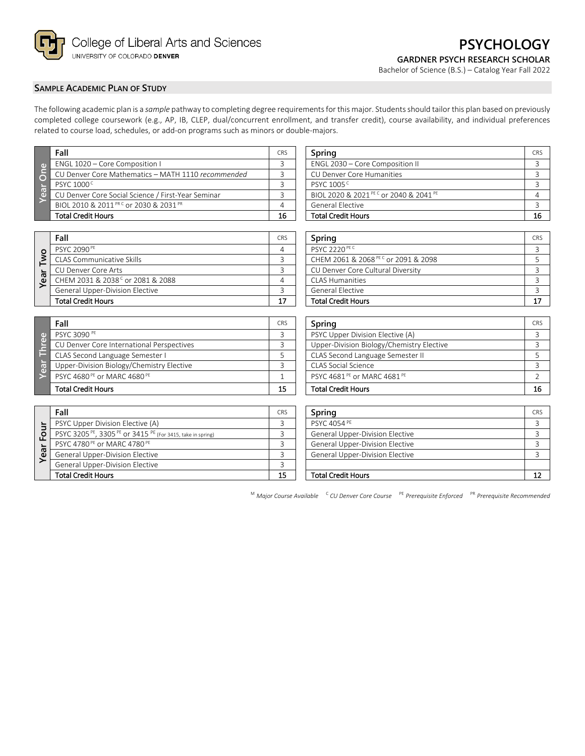College of Liberal Arts and Sciences
UNIVERSITY OF COLORADO DENVER

# PSYCHOLOGY

## GARDNER PSYCH RESEARCH SCHOLAR

Bachelor of Science (B.S.) – Catalog Year Fall 2022

## SAMPLE ACADEMIC PLAN OF STUDY

The following academic plan is a *sample* pathway to completing degree requirements for this major. Students should tailor this plan based on previously completed college coursework (e.g., AP, IB, CLEP, dual/concurrent enrollment, and transfer credit), course availability, and individual preferences related to course load, schedules, or add-on programs such as minors or double-majors.

### Year One

| Fall | CRS |
|---|---|
| ENGL 1020 – Core Composition I | 3 |
| CU Denver Core Mathematics – MATH 1110 *recommended* | 3 |
| PSYC 1000 [C] | 3 |
| CU Denver Core Social Science / First-Year Seminar | 3 |
| BIOL 2010 & 2011 [PR C] or 2030 & 2031 [PR] | 4 |
| **Total Credit Hours** | **16** |

| Spring | CRS |
|---|---|
| ENGL 2030 – Core Composition II | 3 |
| CU Denver Core Humanities | 3 |
| PSYC 1005 [C] | 3 |
| BIOL 2020 & 2021 [PE C] or 2040 & 2041 [PE] | 4 |
| General Elective | 3 |
| **Total Credit Hours** | **16** |

### Year Two

| Fall | CRS |
|---|---|
| PSYC 2090 [PE] | 4 |
| CLAS Communicative Skills | 3 |
| CU Denver Core Arts | 3 |
| CHEM 2031 & 2038 [C] or 2081 & 2088 | 4 |
| General Upper-Division Elective | 3 |
| **Total Credit Hours** | **17** |

| Spring | CRS |
|---|---|
| PSYC 2220 [PE C] | 3 |
| CHEM 2061 & 2068 [PE C] or 2091 & 2098 | 5 |
| CU Denver Core Cultural Diversity | 3 |
| CLAS Humanities | 3 |
| General Elective | 3 |
| **Total Credit Hours** | **17** |

### Year Three

| Fall | CRS |
|---|---|
| PSYC 3090 [PE] | 3 |
| CU Denver Core International Perspectives | 3 |
| CLAS Second Language Semester I | 5 |
| Upper-Division Biology/Chemistry Elective | 3 |
| PSYC 4680 [PE] or MARC 4680 [PE] | 1 |
| **Total Credit Hours** | **15** |

| Spring | CRS |
|---|---|
| PSYC Upper Division Elective (A) | 3 |
| Upper-Division Biology/Chemistry Elective | 3 |
| CLAS Second Language Semester II | 5 |
| CLAS Social Science | 3 |
| PSYC 4681 [PE] or MARC 4681 [PE] | 2 |
| **Total Credit Hours** | **16** |

### Year Four

| Fall | CRS |
|---|---|
| PSYC Upper Division Elective (A) | 3 |
| PSYC 3205 [PE], 3305 [PE] or 3415 [PE] (For 3415, take in spring) | 3 |
| PSYC 4780 [PE] or MARC 4780 [PE] | 3 |
| General Upper-Division Elective | 3 |
| General Upper-Division Elective | 3 |
| **Total Credit Hours** | **15** |

| Spring | CRS |
|---|---|
| PSYC 4054 [PE] | 3 |
| General Upper-Division Elective | 3 |
| General Upper-Division Elective | 3 |
| General Upper-Division Elective | 3 |
| | |
| **Total Credit Hours** | **12** |

[M] *Major Course Available* [C] *CU Denver Core Course* [PE] *Prerequisite Enforced* [PR] *Prerequisite Recommended*